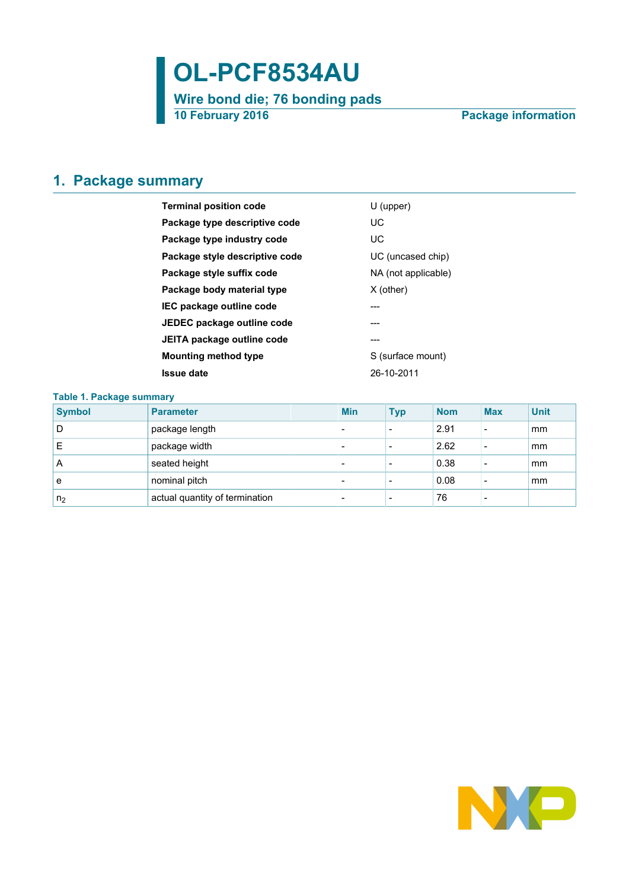# OL-PCF8534AU

**Wire bond die; 76 bonding pads**

**10 February 2016** — **Package information**

## 1. Package summary

| | |
|---|---|
| **Terminal position code** | U (upper) |
| **Package type descriptive code** | UC |
| **Package type industry code** | UC |
| **Package style descriptive code** | UC (uncased chip) |
| **Package style suffix code** | NA (not applicable) |
| **Package body material type** | X (other) |
| **IEC package outline code** | --- |
| **JEDEC package outline code** | --- |
| **JEITA package outline code** | --- |
| **Mounting method type** | S (surface mount) |
| **Issue date** | 26-10-2011 |

**Table 1. Package summary**

| Symbol | Parameter | Min | Typ | Nom | Max | Unit |
|---|---|---|---|---|---|---|
| D | package length | - | - | 2.91 | - | mm |
| E | package width | - | - | 2.62 | - | mm |
| A | seated height | - | - | 0.38 | - | mm |
| e | nominal pitch | - | - | 0.08 | - | mm |
| $n_2$ | actual quantity of termination | - | - | 76 | - | |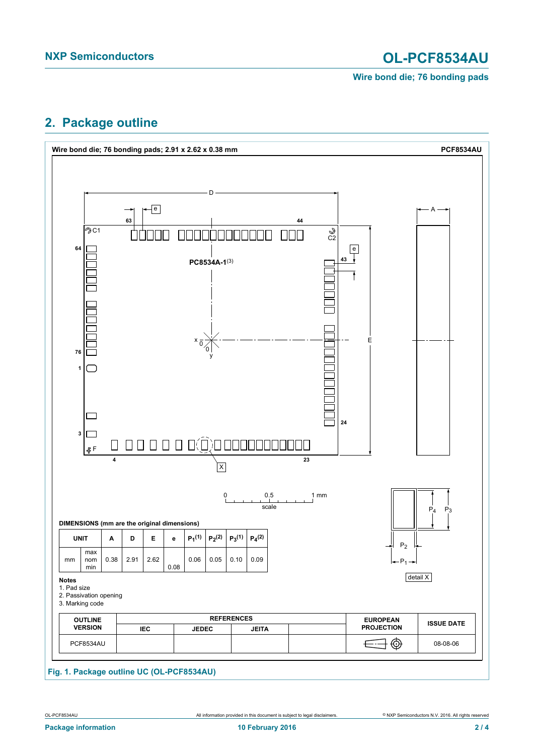## 2. Package outline

**Wire bond die; 76 bonding pads; 2.91 x 2.62 x 0.38 mm** **PCF8534AU**

DIMENSIONS (mm are the original dimensions)

| UNIT | | A | D | E | e | $P_1$(1) | $P_2$(2) | $P_3$(1) | $P_4$(2) |
|---|---|---|---|---|---|---|---|---|---|
| mm | max | | | | | | | | |
| | nom | 0.38 | 2.91 | 2.62 | | 0.06 | 0.05 | 0.10 | 0.09 |
| | min | | | | 0.08 | | | | |

**Notes**

1. Pad size
2. Passivation opening
3. Marking code

| OUTLINE VERSION | REFERENCES | | | | EUROPEAN PROJECTION | ISSUE DATE |
|---|---|---|---|---|---|---|
| | IEC | JEDEC | JEITA | | | |
| PCF8534AU | | | | | | 08-08-06 |

**Fig. 1. Package outline UC (OL-PCF8534AU)**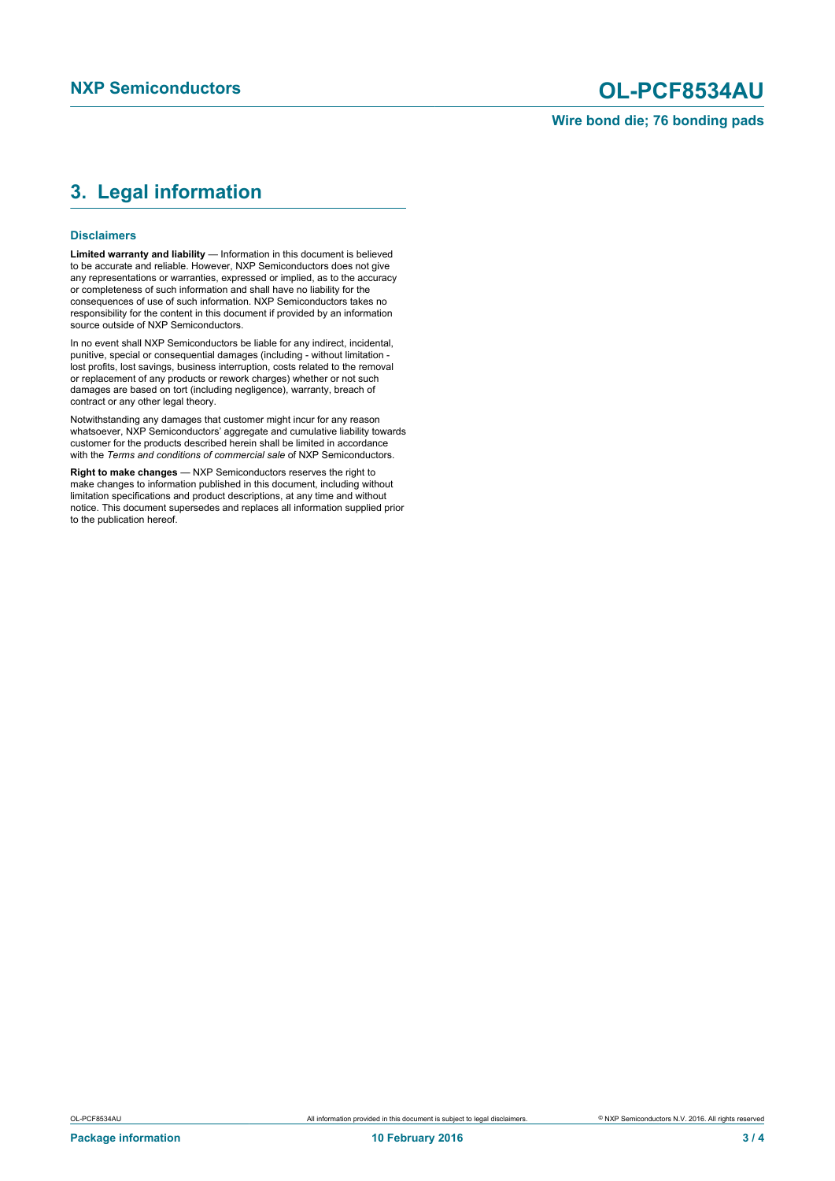## 3. Legal information

### Disclaimers

**Limited warranty and liability** — Information in this document is believed to be accurate and reliable. However, NXP Semiconductors does not give any representations or warranties, expressed or implied, as to the accuracy or completeness of such information and shall have no liability for the consequences of use of such information. NXP Semiconductors takes no responsibility for the content in this document if provided by an information source outside of NXP Semiconductors.

In no event shall NXP Semiconductors be liable for any indirect, incidental, punitive, special or consequential damages (including - without limitation - lost profits, lost savings, business interruption, costs related to the removal or replacement of any products or rework charges) whether or not such damages are based on tort (including negligence), warranty, breach of contract or any other legal theory.

Notwithstanding any damages that customer might incur for any reason whatsoever, NXP Semiconductors' aggregate and cumulative liability towards customer for the products described herein shall be limited in accordance with the *Terms and conditions of commercial sale* of NXP Semiconductors.

**Right to make changes** — NXP Semiconductors reserves the right to make changes to information published in this document, including without limitation specifications and product descriptions, at any time and without notice. This document supersedes and replaces all information supplied prior to the publication hereof.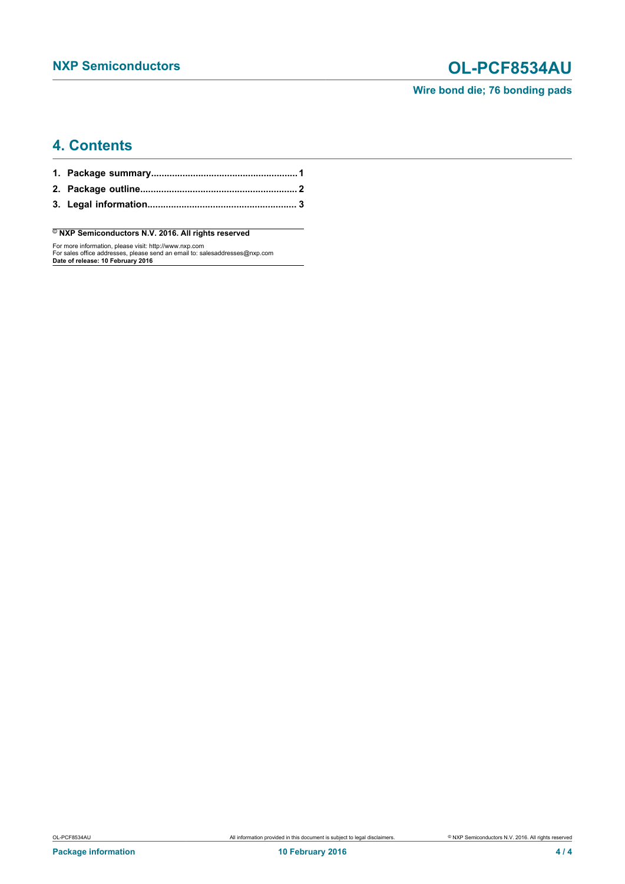## 4. Contents

**1. Package summary....................................................... 1**
**2. Package outline........................................................... 2**
**3. Legal information........................................................ 3**

**© NXP Semiconductors N.V. 2016. All rights reserved**

For more information, please visit: http://www.nxp.com
For sales office addresses, please send an email to: salesaddresses@nxp.com
**Date of release: 10 February 2016**